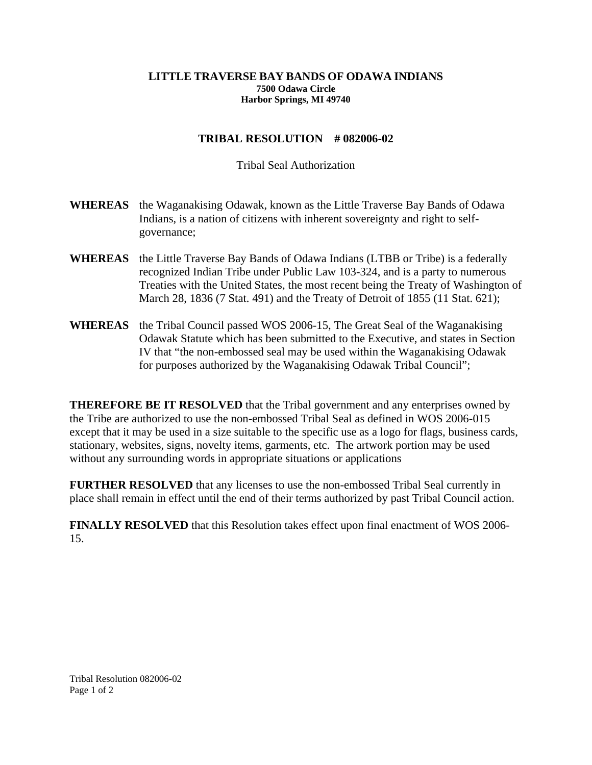**LITTLE TRAVERSE BAY BANDS OF ODAWA INDIANS**
**7500 Odawa Circle**
**Harbor Springs, MI 49740**

# TRIBAL RESOLUTION # 082006-02

Tribal Seal Authorization

**WHEREAS** the Waganakising Odawak, known as the Little Traverse Bay Bands of Odawa Indians, is a nation of citizens with inherent sovereignty and right to self-governance;

**WHEREAS** the Little Traverse Bay Bands of Odawa Indians (LTBB or Tribe) is a federally recognized Indian Tribe under Public Law 103-324, and is a party to numerous Treaties with the United States, the most recent being the Treaty of Washington of March 28, 1836 (7 Stat. 491) and the Treaty of Detroit of 1855 (11 Stat. 621);

**WHEREAS** the Tribal Council passed WOS 2006-15, The Great Seal of the Waganakising Odawak Statute which has been submitted to the Executive, and states in Section IV that "the non-embossed seal may be used within the Waganakising Odawak for purposes authorized by the Waganakising Odawak Tribal Council";

**THEREFORE BE IT RESOLVED** that the Tribal government and any enterprises owned by the Tribe are authorized to use the non-embossed Tribal Seal as defined in WOS 2006-015 except that it may be used in a size suitable to the specific use as a logo for flags, business cards, stationary, websites, signs, novelty items, garments, etc. The artwork portion may be used without any surrounding words in appropriate situations or applications

**FURTHER RESOLVED** that any licenses to use the non-embossed Tribal Seal currently in place shall remain in effect until the end of their terms authorized by past Tribal Council action.

**FINALLY RESOLVED** that this Resolution takes effect upon final enactment of WOS 2006-15.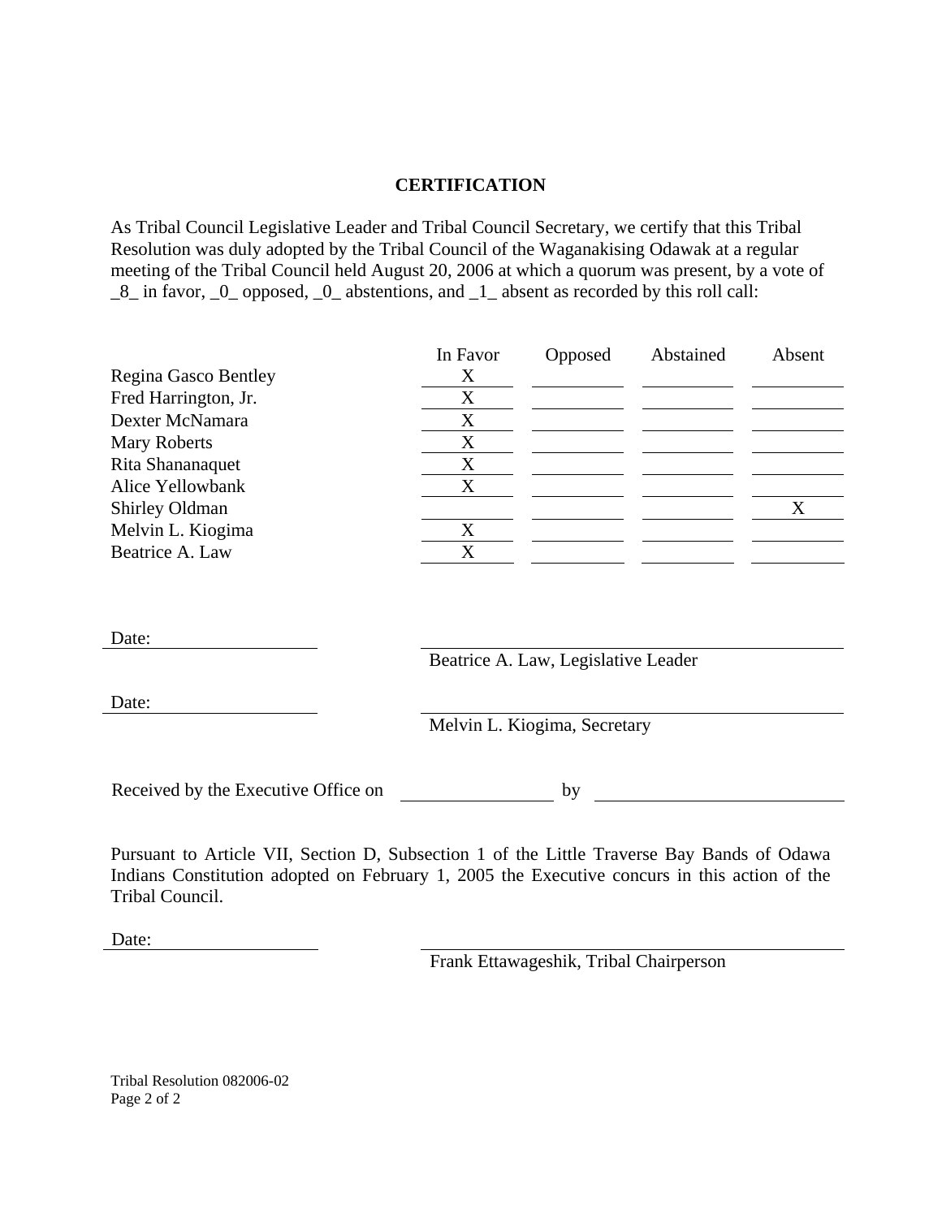## CERTIFICATION

As Tribal Council Legislative Leader and Tribal Council Secretary, we certify that this Tribal Resolution was duly adopted by the Tribal Council of the Waganakising Odawak at a regular meeting of the Tribal Council held August 20, 2006 at which a quorum was present, by a vote of _8_ in favor, _0_ opposed, _0_ abstentions, and _1_ absent as recorded by this roll call:

| | In Favor | Opposed | Abstained | Absent |
|---|---|---|---|---|
| Regina Gasco Bentley | X | | | |
| Fred Harrington, Jr. | X | | | |
| Dexter McNamara | X | | | |
| Mary Roberts | X | | | |
| Rita Shananaquet | X | | | |
| Alice Yellowbank | X | | | |
| Shirley Oldman | | | | X |
| Melvin L. Kiogima | X | | | |
| Beatrice A. Law | X | | | |

Date: ____________________

____________________________________
Beatrice A. Law, Legislative Leader

Date: ____________________

____________________________________
Melvin L. Kiogima, Secretary

Received by the Executive Office on ______________ by ______________________

Pursuant to Article VII, Section D, Subsection 1 of the Little Traverse Bay Bands of Odawa Indians Constitution adopted on February 1, 2005 the Executive concurs in this action of the Tribal Council.

Date: ____________________

____________________________________
Frank Ettawageshik, Tribal Chairperson

Tribal Resolution 082006-02